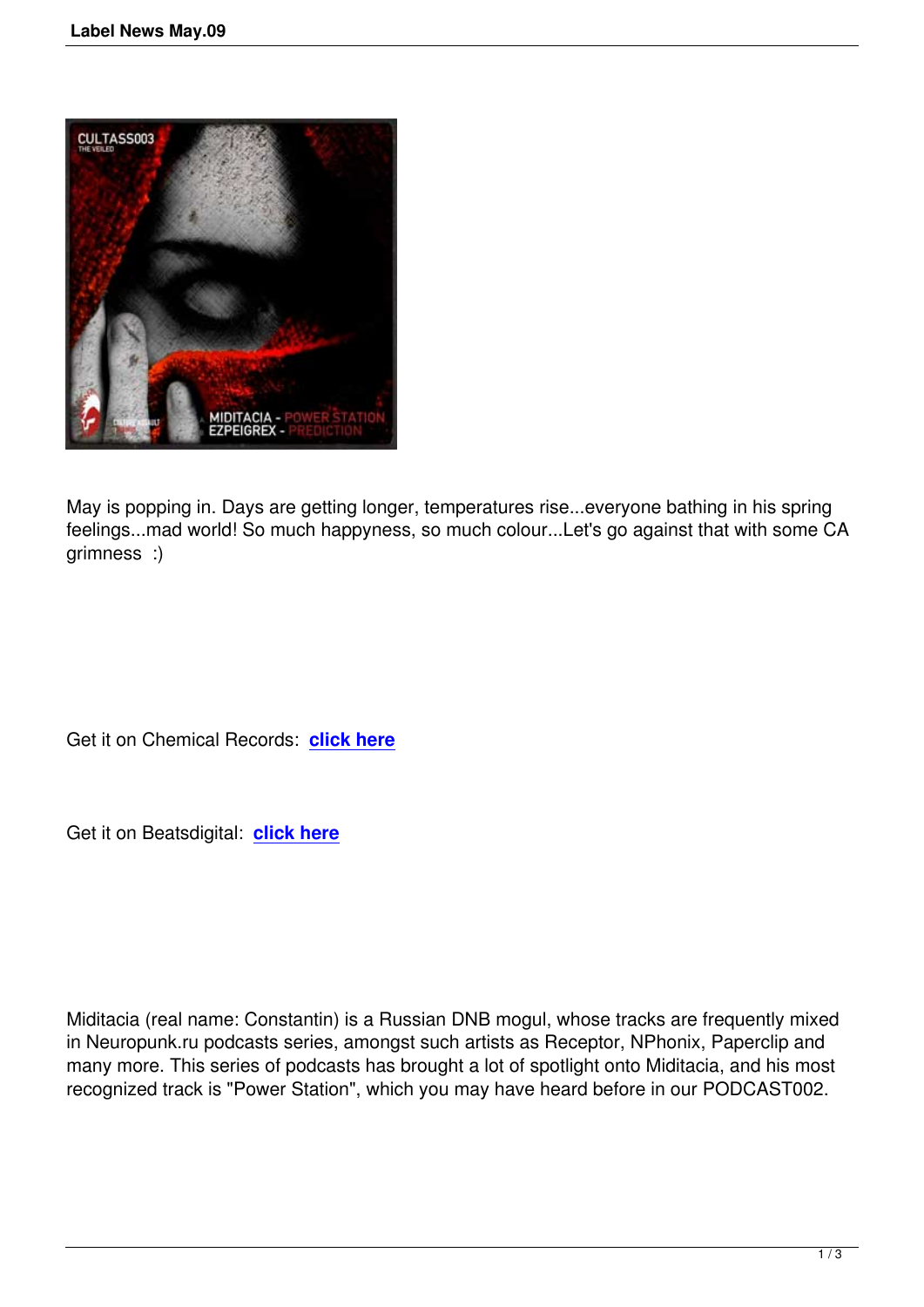May is popping in. Days are getting longer, temperatures rise...everyone bathing in his spring feelings...mad world! So much happyness, so much colour...Let's go against that with some CA grimness :)

Get it on Chemical Records: **click here**

Get it on Beatsdigital: **click here**

Miditacia (real name: Constantin) is a Russian DNB mogul, whose tracks are frequently mixed in Neuropunk.ru podcasts series, amongst such artists as Receptor, NPhonix, Paperclip and many more. This series of podcasts has brought a lot of spotlight onto Miditacia, and his most recognized track is "Power Station", which you may have heard before in our PODCAST002.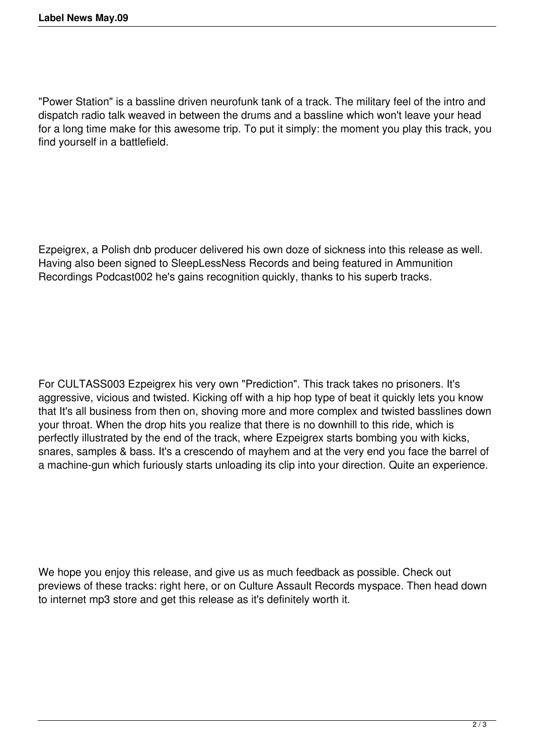"Power Station" is a bassline driven neurofunk tank of a track. The military feel of the intro and dispatch radio talk weaved in between the drums and a bassline which won't leave your head for a long time make for this awesome trip. To put it simply: the moment you play this track, you find yourself in a battlefield.

Ezpeigrex, a Polish dnb producer delivered his own doze of sickness into this release as well. Having also been signed to SleepLessNess Records and being featured in Ammunition Recordings Podcast002 he's gains recognition quickly, thanks to his superb tracks.

For CULTASS003 Ezpeigrex his very own "Prediction". This track takes no prisoners. It's aggressive, vicious and twisted. Kicking off with a hip hop type of beat it quickly lets you know that It's all business from then on, shoving more and more complex and twisted basslines down your throat. When the drop hits you realize that there is no downhill to this ride, which is perfectly illustrated by the end of the track, where Ezpeigrex starts bombing you with kicks, snares, samples & bass. It's a crescendo of mayhem and at the very end you face the barrel of a machine-gun which furiously starts unloading its clip into your direction. Quite an experience.

We hope you enjoy this release, and give us as much feedback as possible. Check out previews of these tracks: right here, or on Culture Assault Records myspace. Then head down to internet mp3 store and get this release as it's definitely worth it.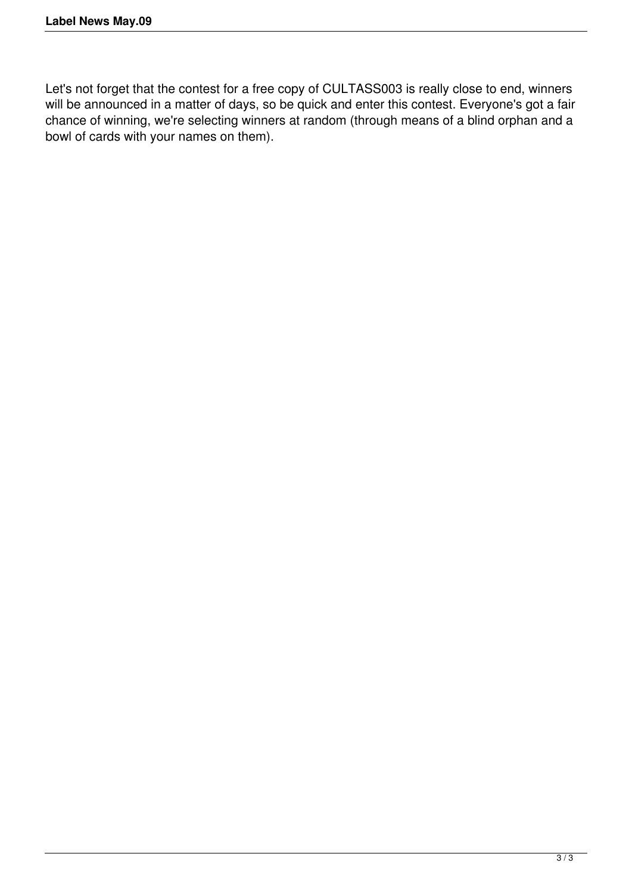Let's not forget that the contest for a free copy of CULTASS003 is really close to end, winners will be announced in a matter of days, so be quick and enter this contest. Everyone's got a fair chance of winning, we're selecting winners at random (through means of a blind orphan and a bowl of cards with your names on them).